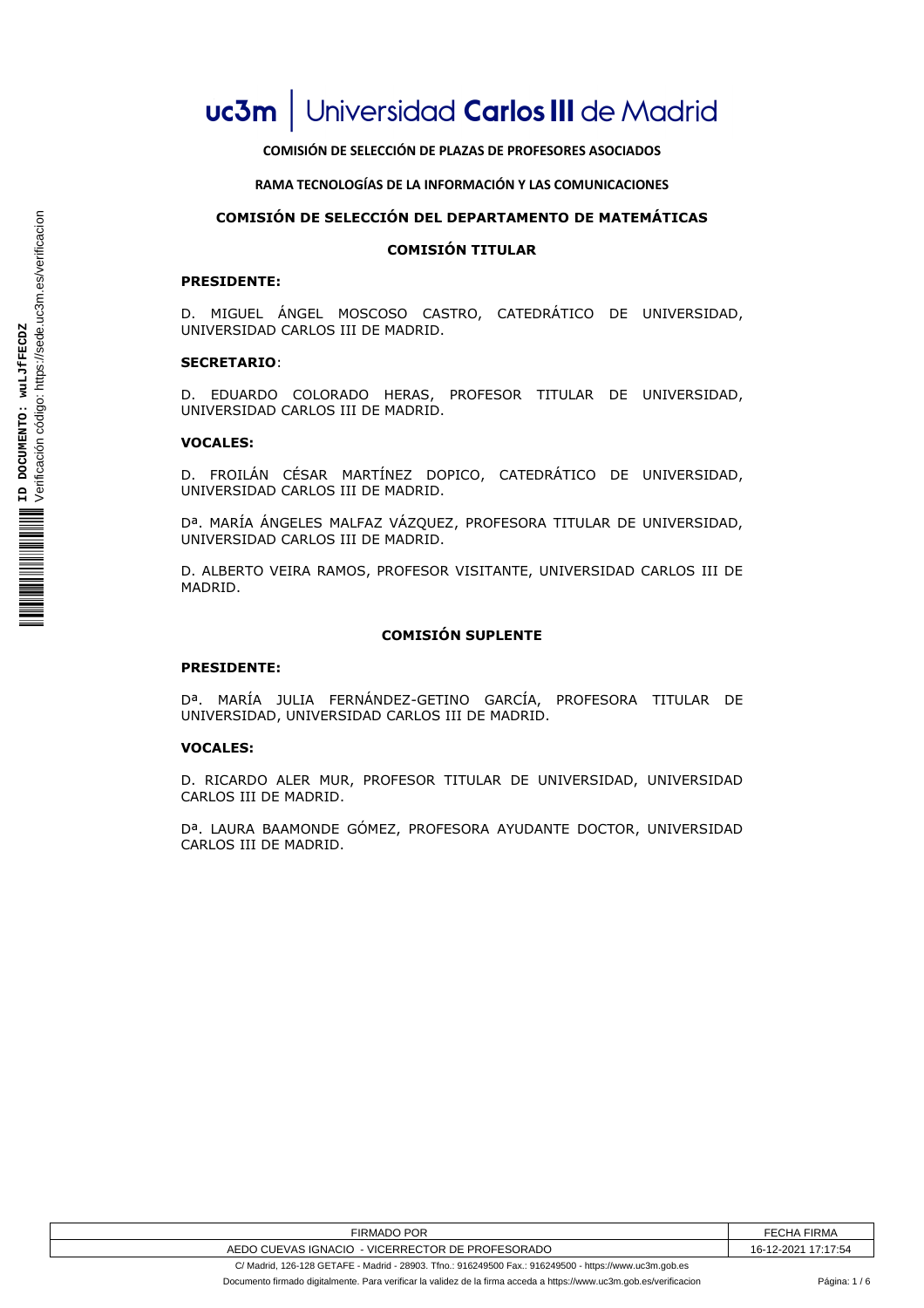# uc3m | Universidad Carlos III de Madrid

**COMISIÓN DE SELECCIÓN DE PLAZAS DE PROFESORES ASOCIADOS**

**RAMA TECNOLOGÍAS DE LA INFORMACIÓN Y LAS COMUNICACIONES**

## COMISIÓN DE SELECCIÓN DEL DEPARTAMENTO DE MATEMÁTICAS

### COMISIÓN TITULAR

**PRESIDENTE:**

D. MIGUEL ÁNGEL MOSCOSO CASTRO, CATEDRÁTICO DE UNIVERSIDAD, UNIVERSIDAD CARLOS III DE MADRID.

**SECRETARIO**:

D. EDUARDO COLORADO HERAS, PROFESOR TITULAR DE UNIVERSIDAD, UNIVERSIDAD CARLOS III DE MADRID.

**VOCALES:**

D. FROILÁN CÉSAR MARTÍNEZ DOPICO, CATEDRÁTICO DE UNIVERSIDAD, UNIVERSIDAD CARLOS III DE MADRID.

Dª. MARÍA ÁNGELES MALFAZ VÁZQUEZ, PROFESORA TITULAR DE UNIVERSIDAD, UNIVERSIDAD CARLOS III DE MADRID.

D. ALBERTO VEIRA RAMOS, PROFESOR VISITANTE, UNIVERSIDAD CARLOS III DE MADRID.

### COMISIÓN SUPLENTE

**PRESIDENTE:**

Dª. MARÍA JULIA FERNÁNDEZ-GETINO GARCÍA, PROFESORA TITULAR DE UNIVERSIDAD, UNIVERSIDAD CARLOS III DE MADRID.

**VOCALES:**

D. RICARDO ALER MUR, PROFESOR TITULAR DE UNIVERSIDAD, UNIVERSIDAD CARLOS III DE MADRID.

Dª. LAURA BAAMONDE GÓMEZ, PROFESORA AYUDANTE DOCTOR, UNIVERSIDAD CARLOS III DE MADRID.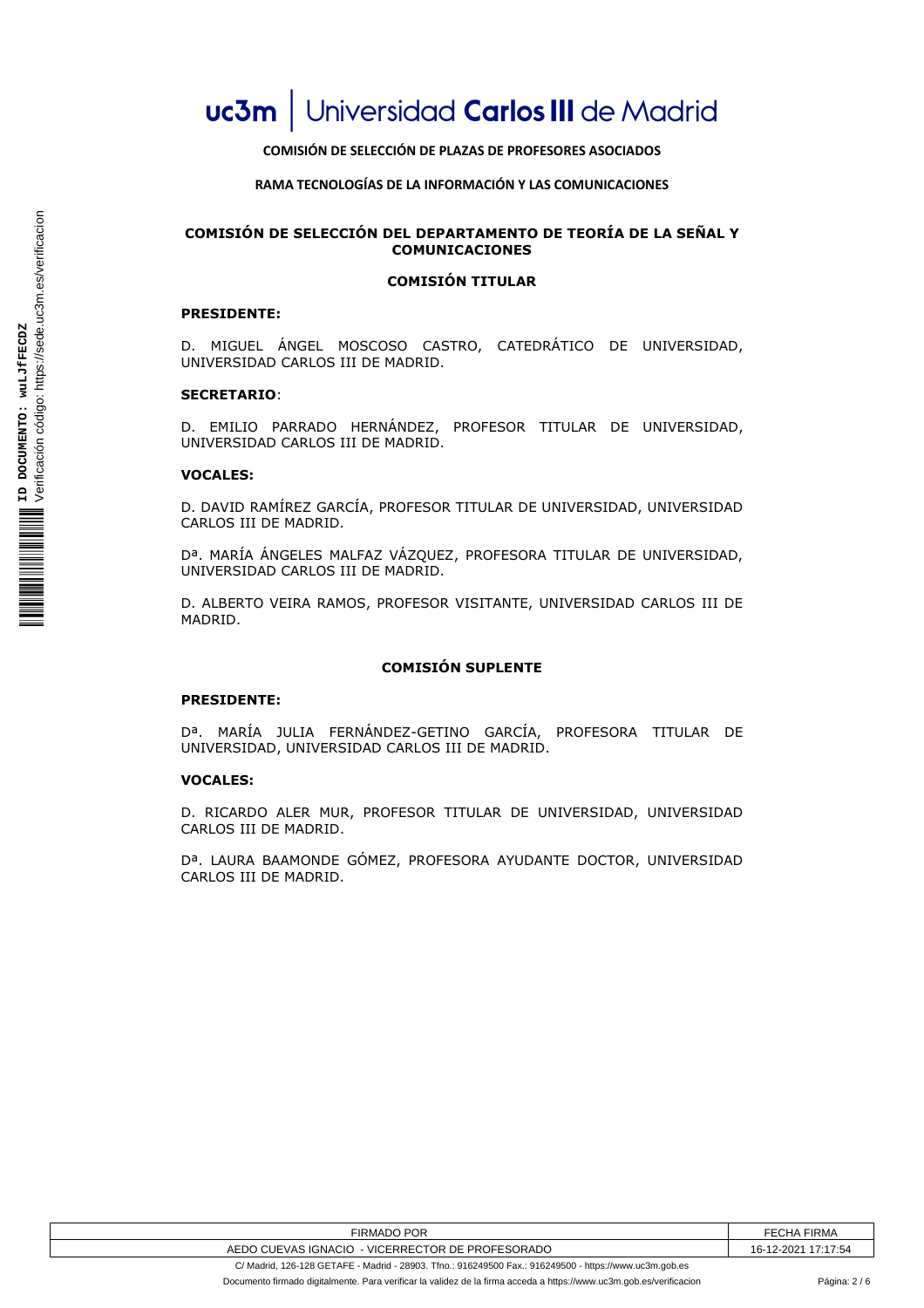**COMISIÓN DE SELECCIÓN DE PLAZAS DE PROFESORES ASOCIADOS**

**RAMA TECNOLOGÍAS DE LA INFORMACIÓN Y LAS COMUNICACIONES**

## COMISIÓN DE SELECCIÓN DEL DEPARTAMENTO DE TEORÍA DE LA SEÑAL Y COMUNICACIONES

### COMISIÓN TITULAR

**PRESIDENTE:**

D. MIGUEL ÁNGEL MOSCOSO CASTRO, CATEDRÁTICO DE UNIVERSIDAD, UNIVERSIDAD CARLOS III DE MADRID.

**SECRETARIO**:

D. EMILIO PARRADO HERNÁNDEZ, PROFESOR TITULAR DE UNIVERSIDAD, UNIVERSIDAD CARLOS III DE MADRID.

**VOCALES:**

D. DAVID RAMÍREZ GARCÍA, PROFESOR TITULAR DE UNIVERSIDAD, UNIVERSIDAD CARLOS III DE MADRID.

Dª. MARÍA ÁNGELES MALFAZ VÁZQUEZ, PROFESORA TITULAR DE UNIVERSIDAD, UNIVERSIDAD CARLOS III DE MADRID.

D. ALBERTO VEIRA RAMOS, PROFESOR VISITANTE, UNIVERSIDAD CARLOS III DE MADRID.

### COMISIÓN SUPLENTE

**PRESIDENTE:**

Dª. MARÍA JULIA FERNÁNDEZ-GETINO GARCÍA, PROFESORA TITULAR DE UNIVERSIDAD, UNIVERSIDAD CARLOS III DE MADRID.

**VOCALES:**

D. RICARDO ALER MUR, PROFESOR TITULAR DE UNIVERSIDAD, UNIVERSIDAD CARLOS III DE MADRID.

Dª. LAURA BAAMONDE GÓMEZ, PROFESORA AYUDANTE DOCTOR, UNIVERSIDAD CARLOS III DE MADRID.

| FIRMADO POR | FECHA FIRMA |
|---|---|
| AEDO CUEVAS IGNACIO - VICERRECTOR DE PROFESORADO | 16-12-2021 17:17:54 |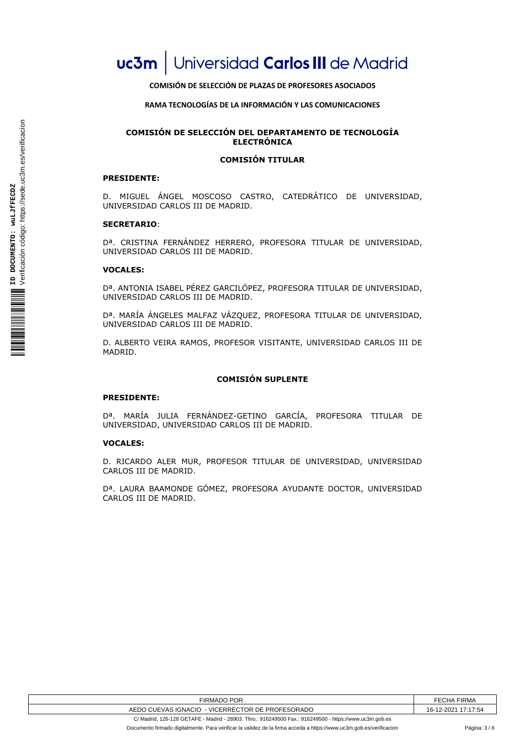**COMISIÓN DE SELECCIÓN DE PLAZAS DE PROFESORES ASOCIADOS**

**RAMA TECNOLOGÍAS DE LA INFORMACIÓN Y LAS COMUNICACIONES**

## COMISIÓN DE SELECCIÓN DEL DEPARTAMENTO DE TECNOLOGÍA ELECTRÓNICA

### COMISIÓN TITULAR

**PRESIDENTE:**

D. MIGUEL ÁNGEL MOSCOSO CASTRO, CATEDRÁTICO DE UNIVERSIDAD, UNIVERSIDAD CARLOS III DE MADRID.

**SECRETARIO**:

Dª. CRISTINA FERNÁNDEZ HERRERO, PROFESORA TITULAR DE UNIVERSIDAD, UNIVERSIDAD CARLOS III DE MADRID.

**VOCALES:**

Dª. ANTONIA ISABEL PÉREZ GARCILÓPEZ, PROFESORA TITULAR DE UNIVERSIDAD, UNIVERSIDAD CARLOS III DE MADRID.

Dª. MARÍA ÁNGELES MALFAZ VÁZQUEZ, PROFESORA TITULAR DE UNIVERSIDAD, UNIVERSIDAD CARLOS III DE MADRID.

D. ALBERTO VEIRA RAMOS, PROFESOR VISITANTE, UNIVERSIDAD CARLOS III DE MADRID.

### COMISIÓN SUPLENTE

**PRESIDENTE:**

Dª. MARÍA JULIA FERNÁNDEZ-GETINO GARCÍA, PROFESORA TITULAR DE UNIVERSIDAD, UNIVERSIDAD CARLOS III DE MADRID.

**VOCALES:**

D. RICARDO ALER MUR, PROFESOR TITULAR DE UNIVERSIDAD, UNIVERSIDAD CARLOS III DE MADRID.

Dª. LAURA BAAMONDE GÓMEZ, PROFESORA AYUDANTE DOCTOR, UNIVERSIDAD CARLOS III DE MADRID.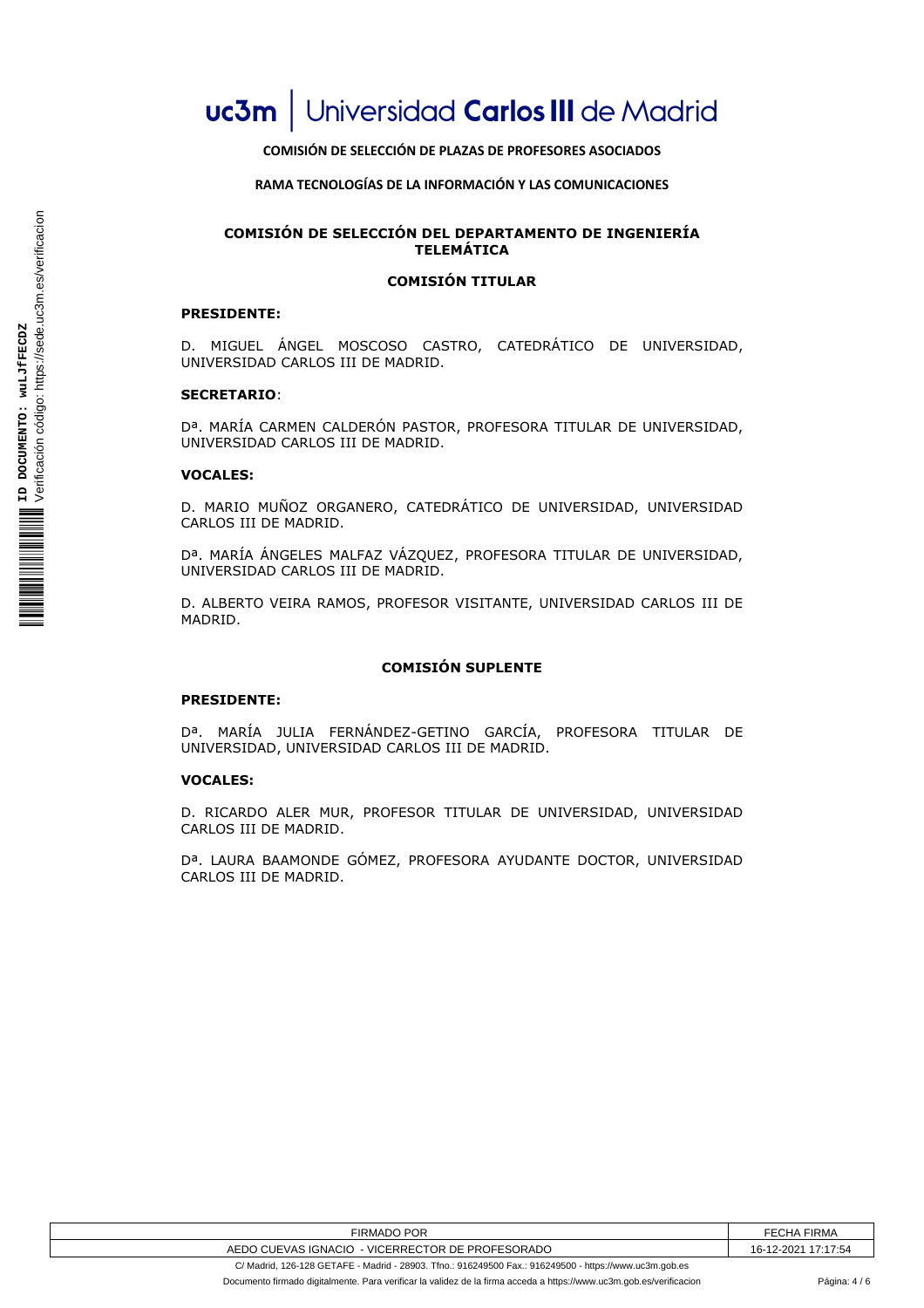**COMISIÓN DE SELECCIÓN DE PLAZAS DE PROFESORES ASOCIADOS**

**RAMA TECNOLOGÍAS DE LA INFORMACIÓN Y LAS COMUNICACIONES**

## COMISIÓN DE SELECCIÓN DEL DEPARTAMENTO DE INGENIERÍA TELEMÁTICA

### COMISIÓN TITULAR

**PRESIDENTE:**

D. MIGUEL ÁNGEL MOSCOSO CASTRO, CATEDRÁTICO DE UNIVERSIDAD, UNIVERSIDAD CARLOS III DE MADRID.

**SECRETARIO**:

Dª. MARÍA CARMEN CALDERÓN PASTOR, PROFESORA TITULAR DE UNIVERSIDAD, UNIVERSIDAD CARLOS III DE MADRID.

**VOCALES:**

D. MARIO MUÑOZ ORGANERO, CATEDRÁTICO DE UNIVERSIDAD, UNIVERSIDAD CARLOS III DE MADRID.

Dª. MARÍA ÁNGELES MALFAZ VÁZQUEZ, PROFESORA TITULAR DE UNIVERSIDAD, UNIVERSIDAD CARLOS III DE MADRID.

D. ALBERTO VEIRA RAMOS, PROFESOR VISITANTE, UNIVERSIDAD CARLOS III DE MADRID.

### COMISIÓN SUPLENTE

**PRESIDENTE:**

Dª. MARÍA JULIA FERNÁNDEZ-GETINO GARCÍA, PROFESORA TITULAR DE UNIVERSIDAD, UNIVERSIDAD CARLOS III DE MADRID.

**VOCALES:**

D. RICARDO ALER MUR, PROFESOR TITULAR DE UNIVERSIDAD, UNIVERSIDAD CARLOS III DE MADRID.

Dª. LAURA BAAMONDE GÓMEZ, PROFESORA AYUDANTE DOCTOR, UNIVERSIDAD CARLOS III DE MADRID.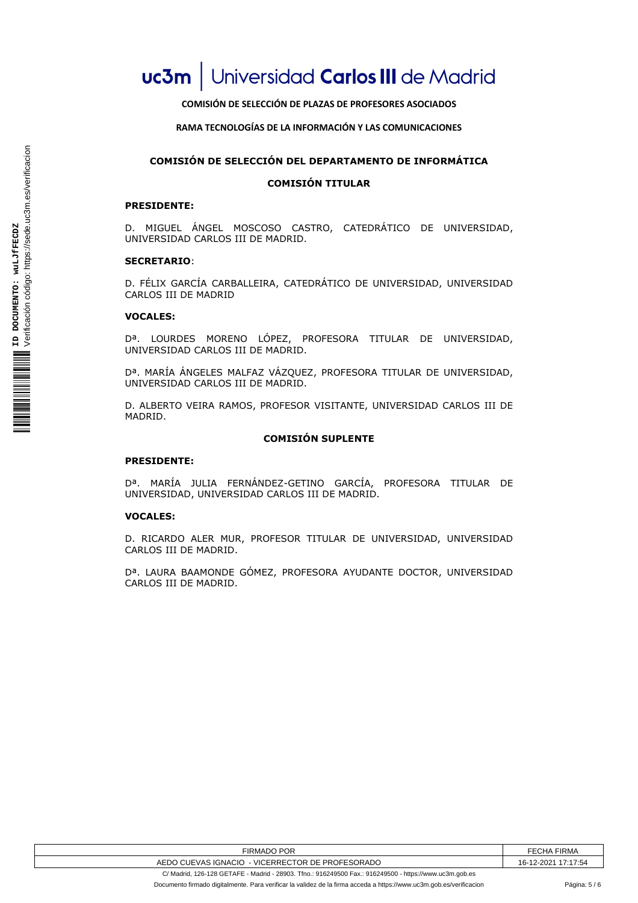**COMISIÓN DE SELECCIÓN DE PLAZAS DE PROFESORES ASOCIADOS**

**RAMA TECNOLOGÍAS DE LA INFORMACIÓN Y LAS COMUNICACIONES**

## COMISIÓN DE SELECCIÓN DEL DEPARTAMENTO DE INFORMÁTICA

### COMISIÓN TITULAR

**PRESIDENTE:**

D. MIGUEL ÁNGEL MOSCOSO CASTRO, CATEDRÁTICO DE UNIVERSIDAD, UNIVERSIDAD CARLOS III DE MADRID.

**SECRETARIO**:

D. FÉLIX GARCÍA CARBALLEIRA, CATEDRÁTICO DE UNIVERSIDAD, UNIVERSIDAD CARLOS III DE MADRID

**VOCALES:**

Dª. LOURDES MORENO LÓPEZ, PROFESORA TITULAR DE UNIVERSIDAD, UNIVERSIDAD CARLOS III DE MADRID.

Dª. MARÍA ÁNGELES MALFAZ VÁZQUEZ, PROFESORA TITULAR DE UNIVERSIDAD, UNIVERSIDAD CARLOS III DE MADRID.

D. ALBERTO VEIRA RAMOS, PROFESOR VISITANTE, UNIVERSIDAD CARLOS III DE MADRID.

### COMISIÓN SUPLENTE

**PRESIDENTE:**

Dª. MARÍA JULIA FERNÁNDEZ-GETINO GARCÍA, PROFESORA TITULAR DE UNIVERSIDAD, UNIVERSIDAD CARLOS III DE MADRID.

**VOCALES:**

D. RICARDO ALER MUR, PROFESOR TITULAR DE UNIVERSIDAD, UNIVERSIDAD CARLOS III DE MADRID.

Dª. LAURA BAAMONDE GÓMEZ, PROFESORA AYUDANTE DOCTOR, UNIVERSIDAD CARLOS III DE MADRID.

| FIRMADO POR | FECHA FIRMA |
| --- | --- |
| AEDO CUEVAS IGNACIO - VICERRECTOR DE PROFESORADO | 16-12-2021 17:17:54 |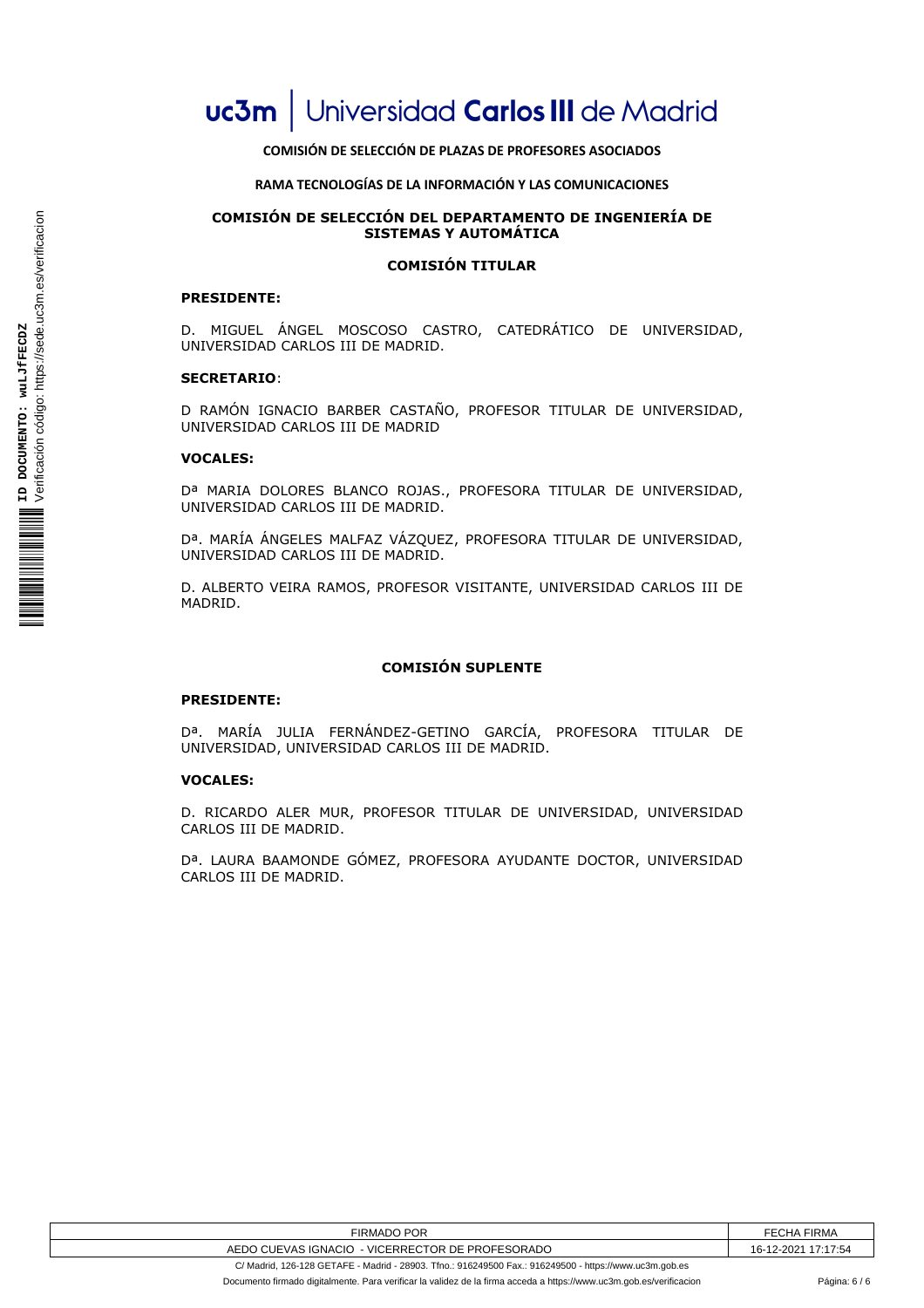**COMISIÓN DE SELECCIÓN DE PLAZAS DE PROFESORES ASOCIADOS**

**RAMA TECNOLOGÍAS DE LA INFORMACIÓN Y LAS COMUNICACIONES**

**COMISIÓN DE SELECCIÓN DEL DEPARTAMENTO DE INGENIERÍA DE SISTEMAS Y AUTOMÁTICA**

**COMISIÓN TITULAR**

**PRESIDENTE:**

D. MIGUEL ÁNGEL MOSCOSO CASTRO, CATEDRÁTICO DE UNIVERSIDAD, UNIVERSIDAD CARLOS III DE MADRID.

**SECRETARIO**:

D RAMÓN IGNACIO BARBER CASTAÑO, PROFESOR TITULAR DE UNIVERSIDAD, UNIVERSIDAD CARLOS III DE MADRID

**VOCALES:**

Dª MARIA DOLORES BLANCO ROJAS., PROFESORA TITULAR DE UNIVERSIDAD, UNIVERSIDAD CARLOS III DE MADRID.

Dª. MARÍA ÁNGELES MALFAZ VÁZQUEZ, PROFESORA TITULAR DE UNIVERSIDAD, UNIVERSIDAD CARLOS III DE MADRID.

D. ALBERTO VEIRA RAMOS, PROFESOR VISITANTE, UNIVERSIDAD CARLOS III DE MADRID.

**COMISIÓN SUPLENTE**

**PRESIDENTE:**

Dª. MARÍA JULIA FERNÁNDEZ-GETINO GARCÍA, PROFESORA TITULAR DE UNIVERSIDAD, UNIVERSIDAD CARLOS III DE MADRID.

**VOCALES:**

D. RICARDO ALER MUR, PROFESOR TITULAR DE UNIVERSIDAD, UNIVERSIDAD CARLOS III DE MADRID.

Dª. LAURA BAAMONDE GÓMEZ, PROFESORA AYUDANTE DOCTOR, UNIVERSIDAD CARLOS III DE MADRID.

| FIRMADO POR | FECHA FIRMA |
| --- | --- |
| AEDO CUEVAS IGNACIO - VICERRECTOR DE PROFESORADO | 16-12-2021 17:17:54 |